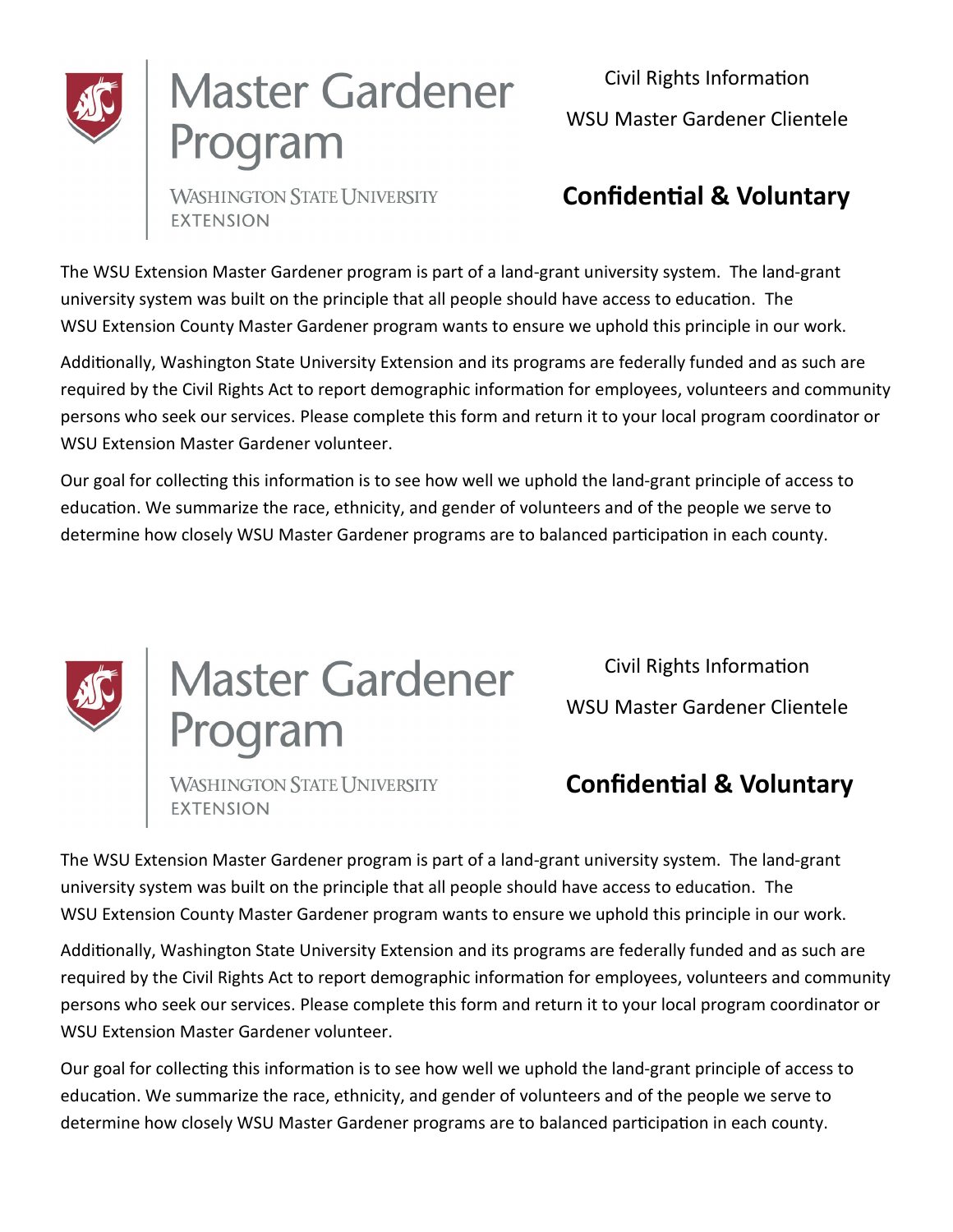# Master Gardener Program

WASHINGTON STATE UNIVERSITY
EXTENSION

Civil Rights Information

WSU Master Gardener Clientele

**Confidential & Voluntary**

The WSU Extension Master Gardener program is part of a land-grant university system. The land-grant university system was built on the principle that all people should have access to education. The WSU Extension County Master Gardener program wants to ensure we uphold this principle in our work.

Additionally, Washington State University Extension and its programs are federally funded and as such are required by the Civil Rights Act to report demographic information for employees, volunteers and community persons who seek our services. Please complete this form and return it to your local program coordinator or WSU Extension Master Gardener volunteer.

Our goal for collecting this information is to see how well we uphold the land-grant principle of access to education. We summarize the race, ethnicity, and gender of volunteers and of the people we serve to determine how closely WSU Master Gardener programs are to balanced participation in each county.

# Master Gardener Program

WASHINGTON STATE UNIVERSITY
EXTENSION

Civil Rights Information

WSU Master Gardener Clientele

**Confidential & Voluntary**

The WSU Extension Master Gardener program is part of a land-grant university system. The land-grant university system was built on the principle that all people should have access to education. The WSU Extension County Master Gardener program wants to ensure we uphold this principle in our work.

Additionally, Washington State University Extension and its programs are federally funded and as such are required by the Civil Rights Act to report demographic information for employees, volunteers and community persons who seek our services. Please complete this form and return it to your local program coordinator or WSU Extension Master Gardener volunteer.

Our goal for collecting this information is to see how well we uphold the land-grant principle of access to education. We summarize the race, ethnicity, and gender of volunteers and of the people we serve to determine how closely WSU Master Gardener programs are to balanced participation in each county.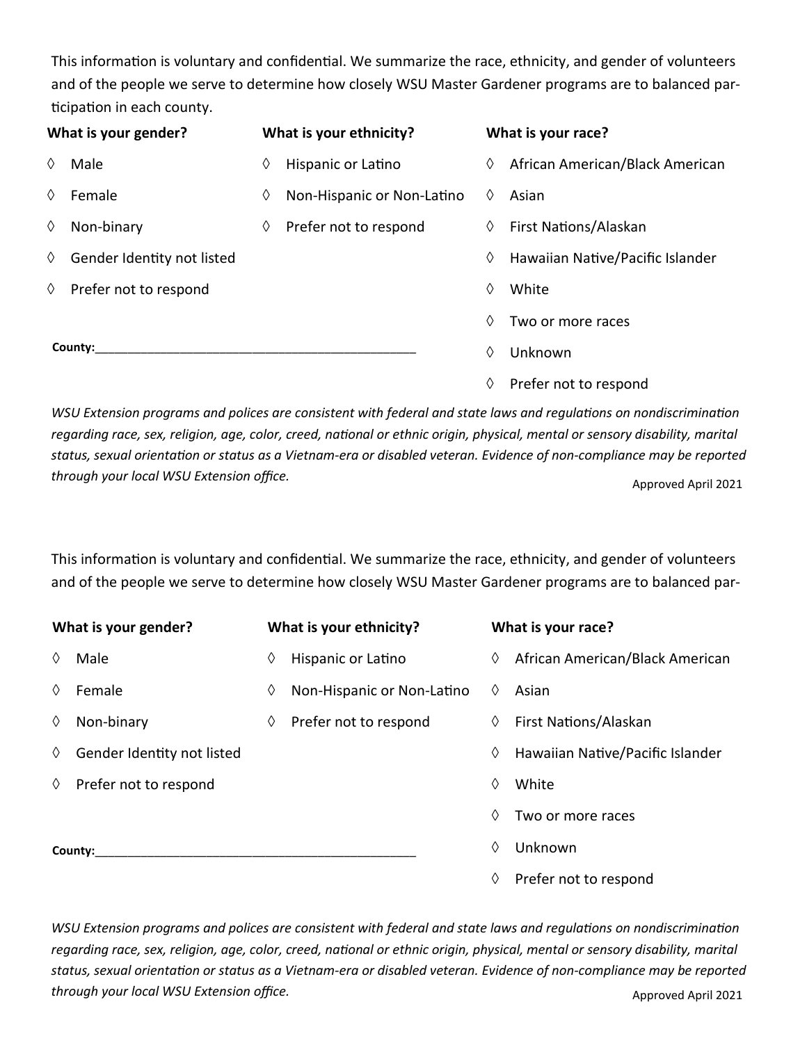This information is voluntary and confidential. We summarize the race, ethnicity, and gender of volunteers and of the people we serve to determine how closely WSU Master Gardener programs are to balanced participation in each county.

**What is your gender?**

- ◊ Male
- ◊ Female
- ◊ Non-binary
- ◊ Gender Identity not listed
- ◊ Prefer not to respond

**What is your ethnicity?**

- ◊ Hispanic or Latino
- ◊ Non-Hispanic or Non-Latino
- ◊ Prefer not to respond

**What is your race?**

- ◊ African American/Black American
- ◊ Asian
- ◊ First Nations/Alaskan
- ◊ Hawaiian Native/Pacific Islander
- ◊ White
- ◊ Two or more races
- ◊ Unknown
- ◊ Prefer not to respond

**County:**_______________________________________________

*WSU Extension programs and polices are consistent with federal and state laws and regulations on nondiscrimination regarding race, sex, religion, age, color, creed, national or ethnic origin, physical, mental or sensory disability, marital status, sexual orientation or status as a Vietnam-era or disabled veteran. Evidence of non-compliance may be reported through your local WSU Extension office.*

Approved April 2021

This information is voluntary and confidential. We summarize the race, ethnicity, and gender of volunteers and of the people we serve to determine how closely WSU Master Gardener programs are to balanced par-

**What is your gender?**

- ◊ Male
- ◊ Female
- ◊ Non-binary
- ◊ Gender Identity not listed
- ◊ Prefer not to respond

**What is your ethnicity?**

- ◊ Hispanic or Latino
- ◊ Non-Hispanic or Non-Latino
- ◊ Prefer not to respond

**What is your race?**

- ◊ African American/Black American
- ◊ Asian
- ◊ First Nations/Alaskan
- ◊ Hawaiian Native/Pacific Islander
- ◊ White
- ◊ Two or more races
- ◊ Unknown
- ◊ Prefer not to respond

**County:**_______________________________________________

*WSU Extension programs and polices are consistent with federal and state laws and regulations on nondiscrimination regarding race, sex, religion, age, color, creed, national or ethnic origin, physical, mental or sensory disability, marital status, sexual orientation or status as a Vietnam-era or disabled veteran. Evidence of non-compliance may be reported through your local WSU Extension office.*

Approved April 2021